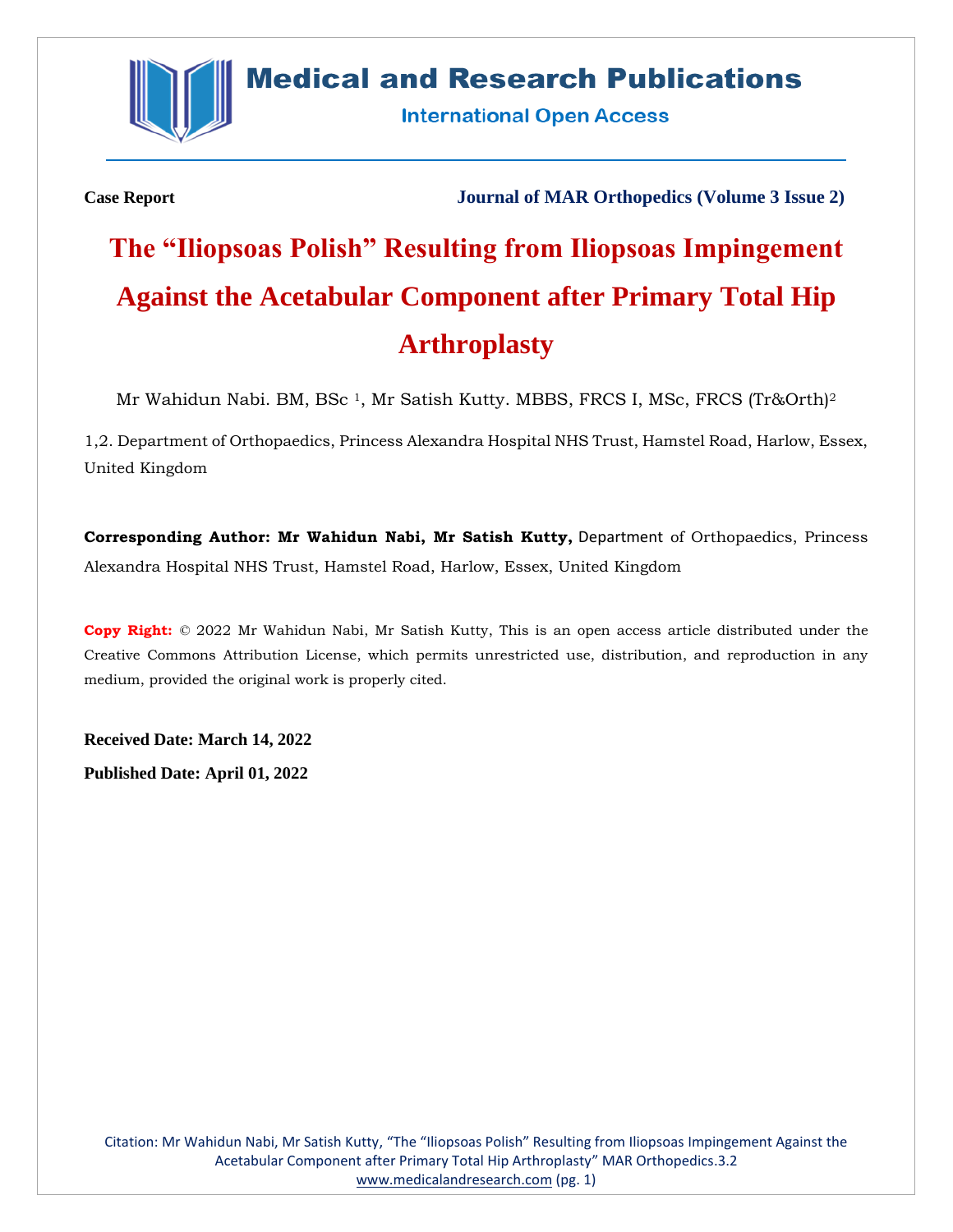**Case Report** **Journal of MAR Orthopedics (Volume 3 Issue 2)**

# The "Iliopsoas Polish" Resulting from Iliopsoas Impingement Against the Acetabular Component after Primary Total Hip Arthroplasty

Mr Wahidun Nabi. BM, BSc [1], Mr Satish Kutty. MBBS, FRCS I, MSc, FRCS (Tr&Orth)[2]

1,2. Department of Orthopaedics, Princess Alexandra Hospital NHS Trust, Hamstel Road, Harlow, Essex, United Kingdom

**Corresponding Author: Mr Wahidun Nabi, Mr Satish Kutty,** Department of Orthopaedics, Princess Alexandra Hospital NHS Trust, Hamstel Road, Harlow, Essex, United Kingdom

**Copy Right:** © 2022 Mr Wahidun Nabi, Mr Satish Kutty, This is an open access article distributed under the Creative Commons Attribution License, which permits unrestricted use, distribution, and reproduction in any medium, provided the original work is properly cited.

**Received Date: March 14, 2022**

**Published Date: April 01, 2022**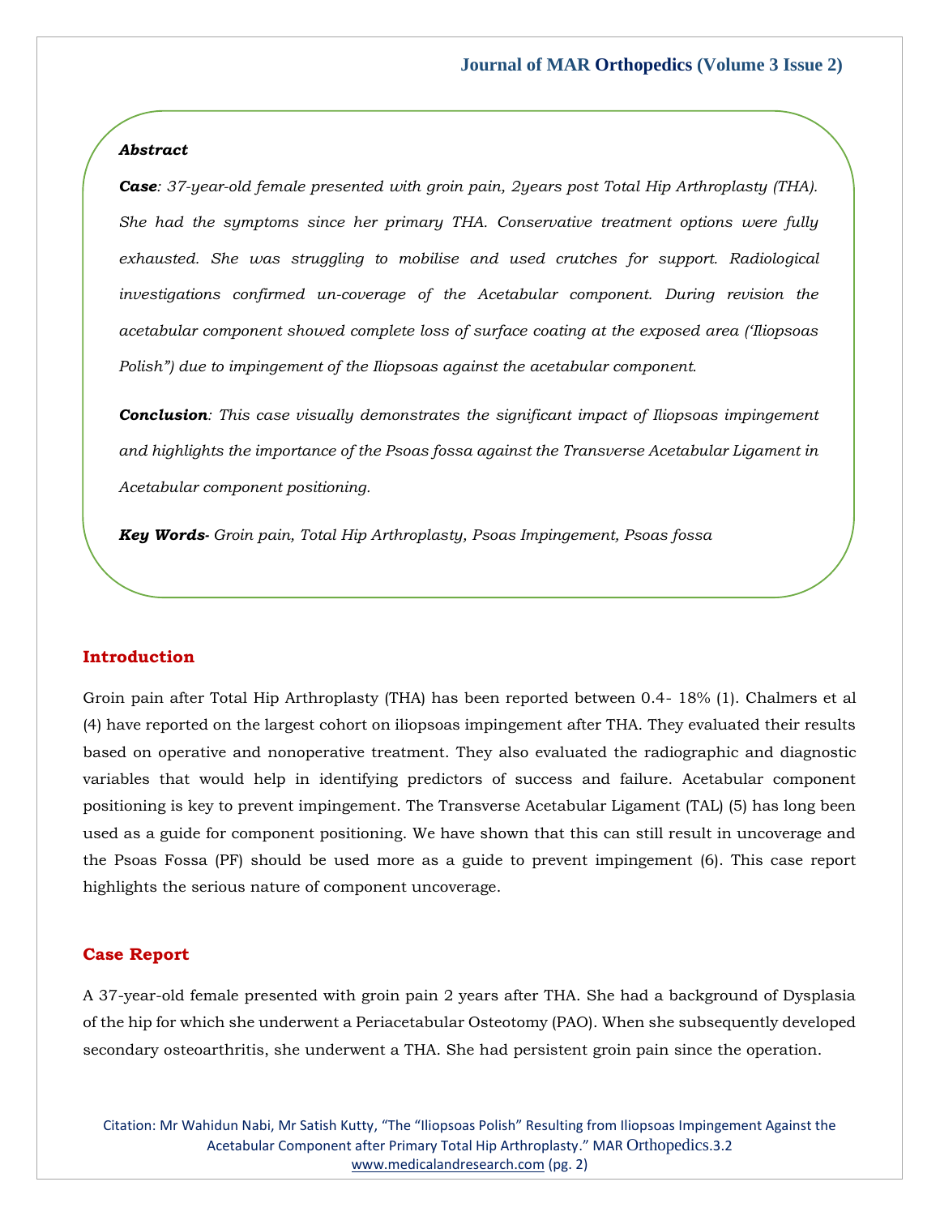***Abstract***

***Case****: 37-year-old female presented with groin pain, 2years post Total Hip Arthroplasty (THA). She had the symptoms since her primary THA. Conservative treatment options were fully exhausted. She was struggling to mobilise and used crutches for support. Radiological investigations confirmed un-coverage of the Acetabular component. During revision the acetabular component showed complete loss of surface coating at the exposed area ('Iliopsoas Polish") due to impingement of the Iliopsoas against the acetabular component.*

***Conclusion****: This case visually demonstrates the significant impact of Iliopsoas impingement and highlights the importance of the Psoas fossa against the Transverse Acetabular Ligament in Acetabular component positioning.*

***Key Words****- Groin pain, Total Hip Arthroplasty, Psoas Impingement, Psoas fossa*

## Introduction

Groin pain after Total Hip Arthroplasty (THA) has been reported between 0.4- 18% (1). Chalmers et al (4) have reported on the largest cohort on iliopsoas impingement after THA. They evaluated their results based on operative and nonoperative treatment. They also evaluated the radiographic and diagnostic variables that would help in identifying predictors of success and failure. Acetabular component positioning is key to prevent impingement. The Transverse Acetabular Ligament (TAL) (5) has long been used as a guide for component positioning. We have shown that this can still result in uncoverage and the Psoas Fossa (PF) should be used more as a guide to prevent impingement (6). This case report highlights the serious nature of component uncoverage.

## Case Report

A 37-year-old female presented with groin pain 2 years after THA. She had a background of Dysplasia of the hip for which she underwent a Periacetabular Osteotomy (PAO). When she subsequently developed secondary osteoarthritis, she underwent a THA. She had persistent groin pain since the operation.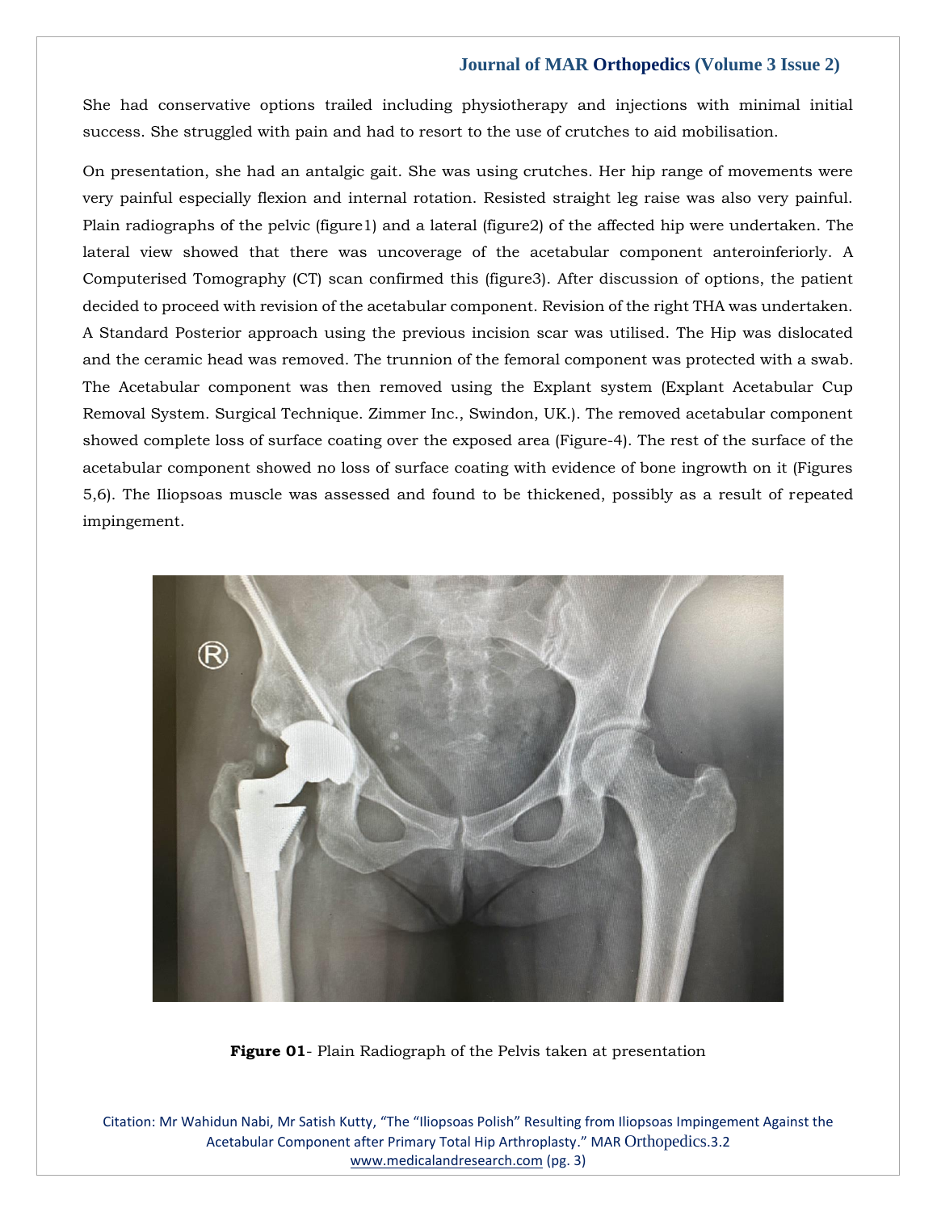She had conservative options trailed including physiotherapy and injections with minimal initial success. She struggled with pain and had to resort to the use of crutches to aid mobilisation.

On presentation, she had an antalgic gait. She was using crutches. Her hip range of movements were very painful especially flexion and internal rotation. Resisted straight leg raise was also very painful. Plain radiographs of the pelvic (figure1) and a lateral (figure2) of the affected hip were undertaken. The lateral view showed that there was uncoverage of the acetabular component anteroinferiorly. A Computerised Tomography (CT) scan confirmed this (figure3). After discussion of options, the patient decided to proceed with revision of the acetabular component. Revision of the right THA was undertaken. A Standard Posterior approach using the previous incision scar was utilised. The Hip was dislocated and the ceramic head was removed. The trunnion of the femoral component was protected with a swab. The Acetabular component was then removed using the Explant system (Explant Acetabular Cup Removal System. Surgical Technique. Zimmer Inc., Swindon, UK.). The removed acetabular component showed complete loss of surface coating over the exposed area (Figure-4). The rest of the surface of the acetabular component showed no loss of surface coating with evidence of bone ingrowth on it (Figures 5,6). The Iliopsoas muscle was assessed and found to be thickened, possibly as a result of repeated impingement.

**Figure 01**- Plain Radiograph of the Pelvis taken at presentation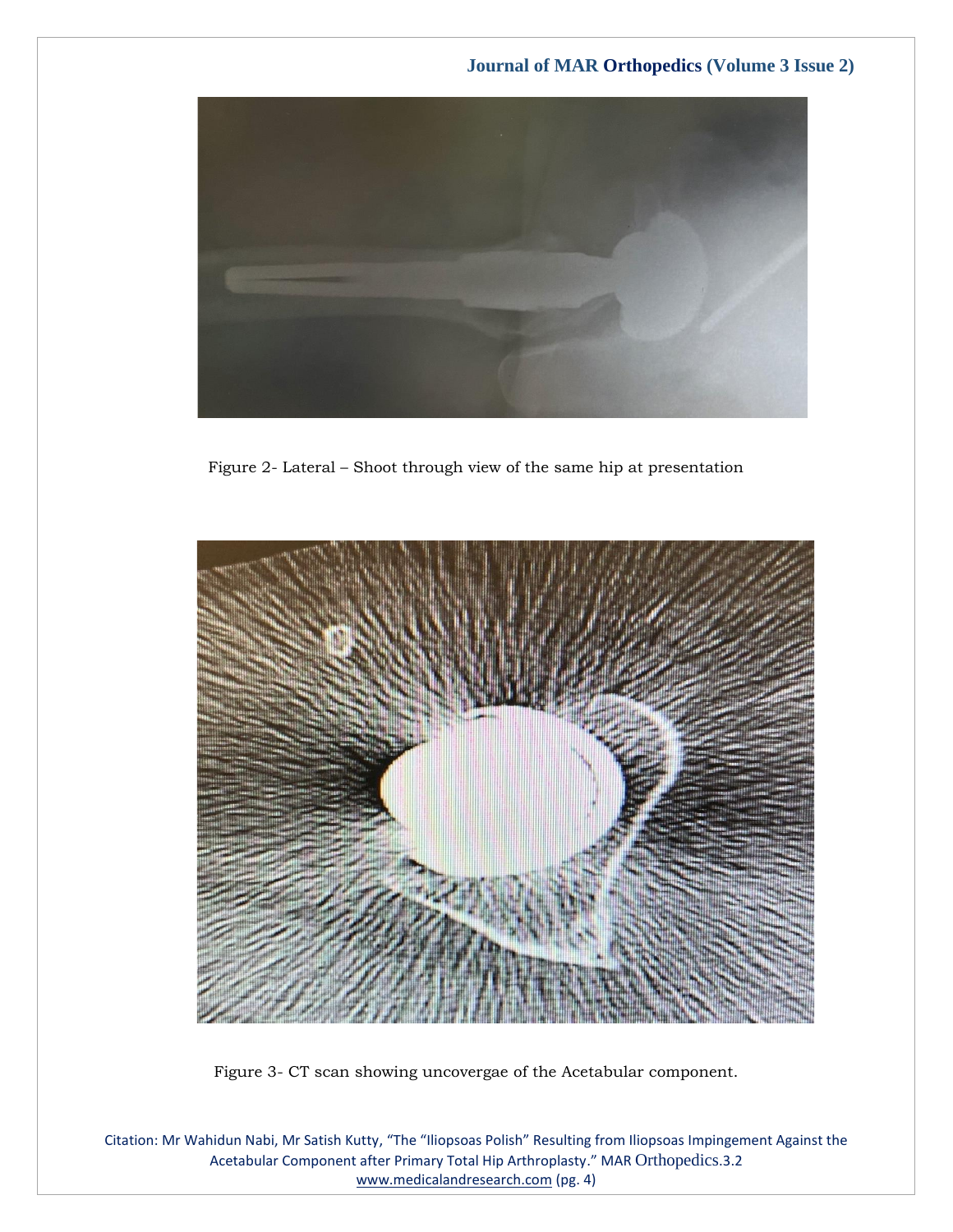Figure 2- Lateral – Shoot through view of the same hip at presentation

Figure 3- CT scan showing uncovergae of the Acetabular component.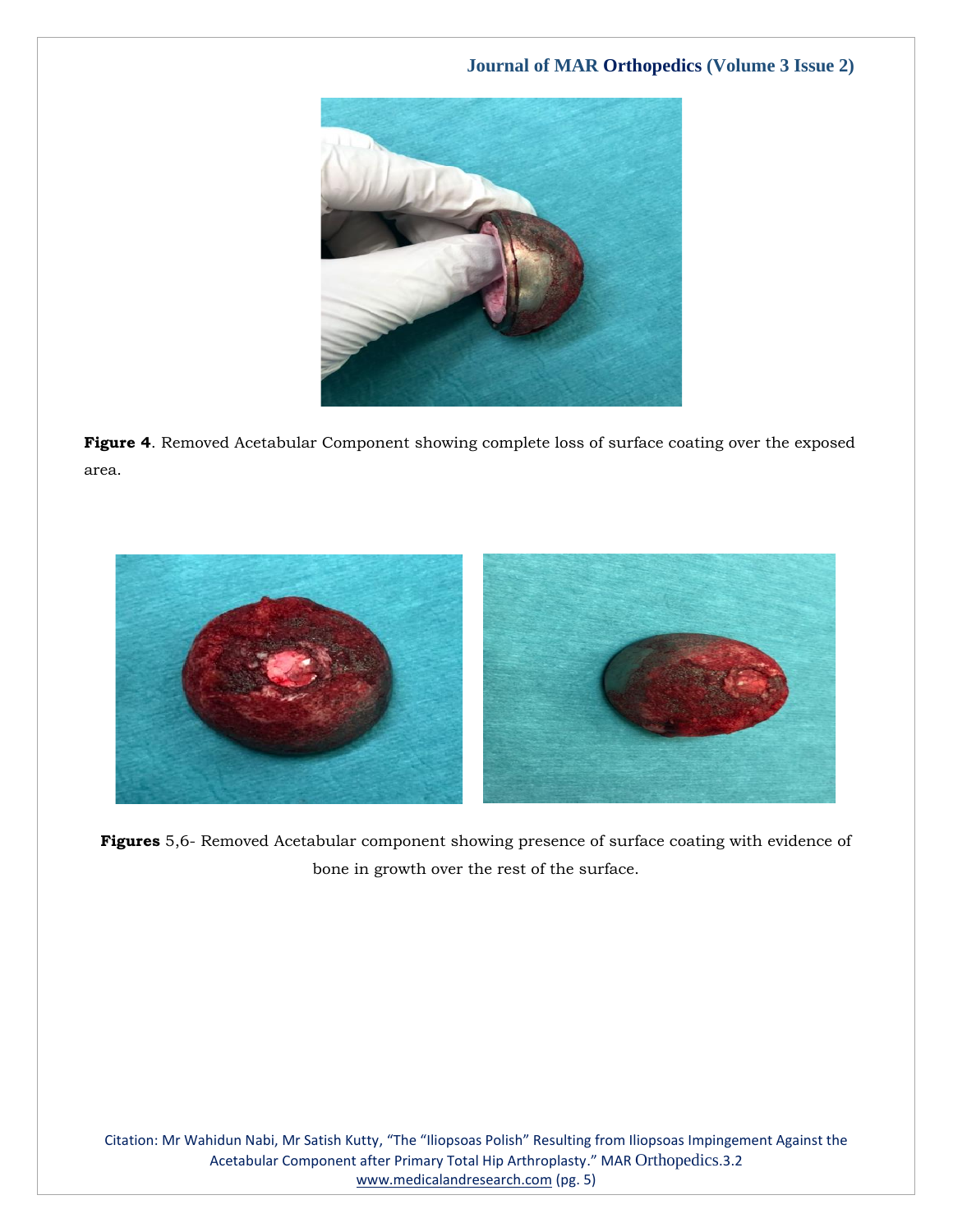**Figure 4**. Removed Acetabular Component showing complete loss of surface coating over the exposed area.

**Figures** 5,6- Removed Acetabular component showing presence of surface coating with evidence of bone in growth over the rest of the surface.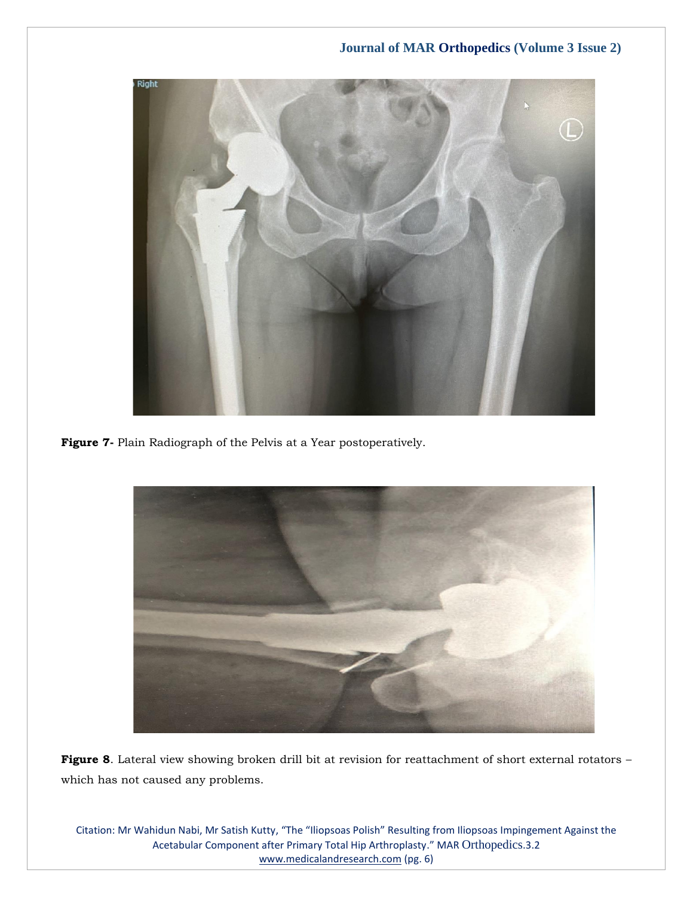**Figure 7-** Plain Radiograph of the Pelvis at a Year postoperatively.

**Figure 8**. Lateral view showing broken drill bit at revision for reattachment of short external rotators – which has not caused any problems.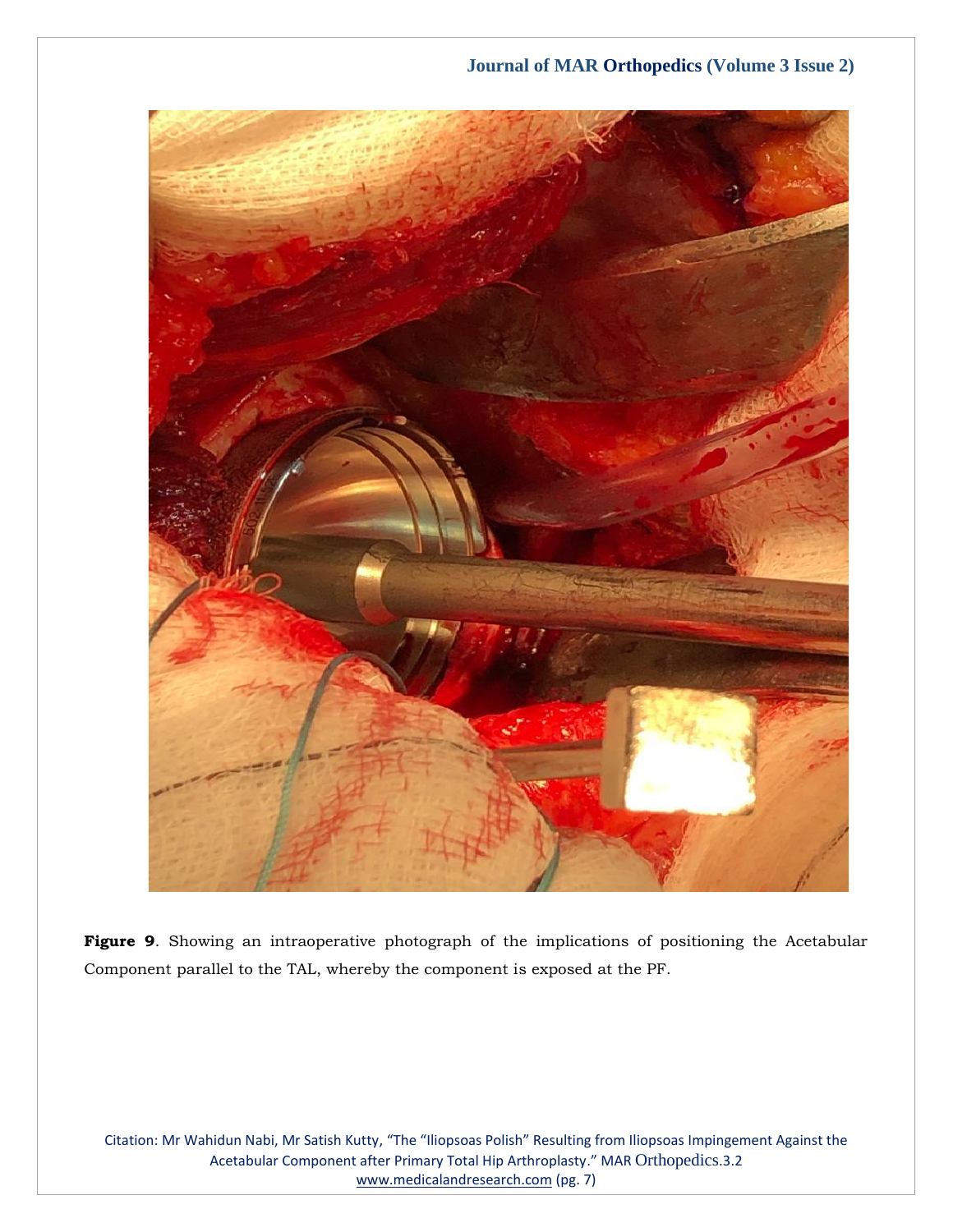**Figure 9**. Showing an intraoperative photograph of the implications of positioning the Acetabular Component parallel to the TAL, whereby the component is exposed at the PF.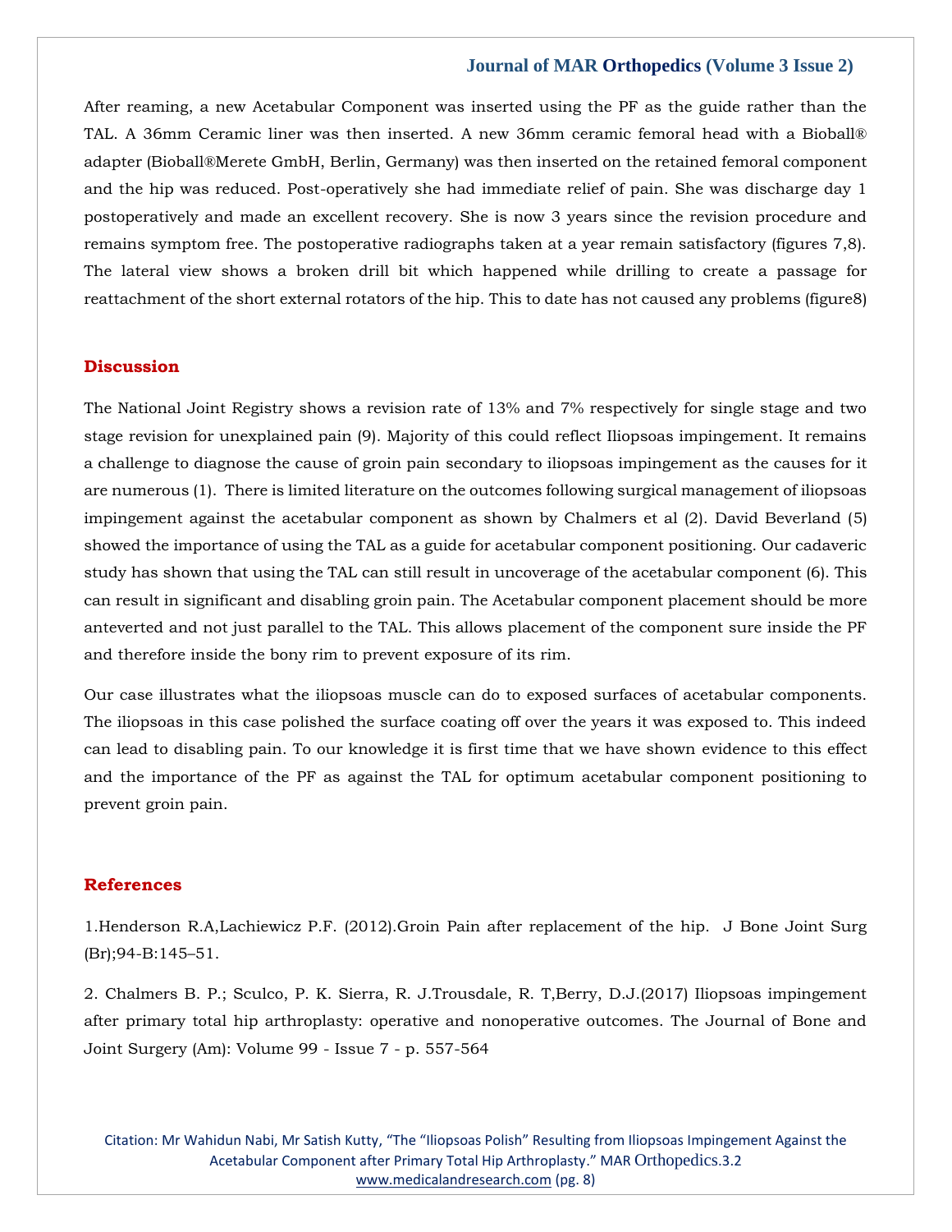After reaming, a new Acetabular Component was inserted using the PF as the guide rather than the TAL. A 36mm Ceramic liner was then inserted. A new 36mm ceramic femoral head with a Bioball® adapter (Bioball®Merete GmbH, Berlin, Germany) was then inserted on the retained femoral component and the hip was reduced. Post-operatively she had immediate relief of pain. She was discharge day 1 postoperatively and made an excellent recovery. She is now 3 years since the revision procedure and remains symptom free. The postoperative radiographs taken at a year remain satisfactory (figures 7,8). The lateral view shows a broken drill bit which happened while drilling to create a passage for reattachment of the short external rotators of the hip. This to date has not caused any problems (figure8)

## Discussion

The National Joint Registry shows a revision rate of 13% and 7% respectively for single stage and two stage revision for unexplained pain (9). Majority of this could reflect Iliopsoas impingement. It remains a challenge to diagnose the cause of groin pain secondary to iliopsoas impingement as the causes for it are numerous (1). There is limited literature on the outcomes following surgical management of iliopsoas impingement against the acetabular component as shown by Chalmers et al (2). David Beverland (5) showed the importance of using the TAL as a guide for acetabular component positioning. Our cadaveric study has shown that using the TAL can still result in uncoverage of the acetabular component (6). This can result in significant and disabling groin pain. The Acetabular component placement should be more anteverted and not just parallel to the TAL. This allows placement of the component sure inside the PF and therefore inside the bony rim to prevent exposure of its rim.

Our case illustrates what the iliopsoas muscle can do to exposed surfaces of acetabular components. The iliopsoas in this case polished the surface coating off over the years it was exposed to. This indeed can lead to disabling pain. To our knowledge it is first time that we have shown evidence to this effect and the importance of the PF as against the TAL for optimum acetabular component positioning to prevent groin pain.

## References

1.Henderson R.A,Lachiewicz P.F. (2012).Groin Pain after replacement of the hip. J Bone Joint Surg (Br);94-B:145–51.

2. Chalmers B. P.; Sculco, P. K. Sierra, R. J.Trousdale, R. T,Berry, D.J.(2017) Iliopsoas impingement after primary total hip arthroplasty: operative and nonoperative outcomes. The Journal of Bone and Joint Surgery (Am): Volume 99 - Issue 7 - p. 557-564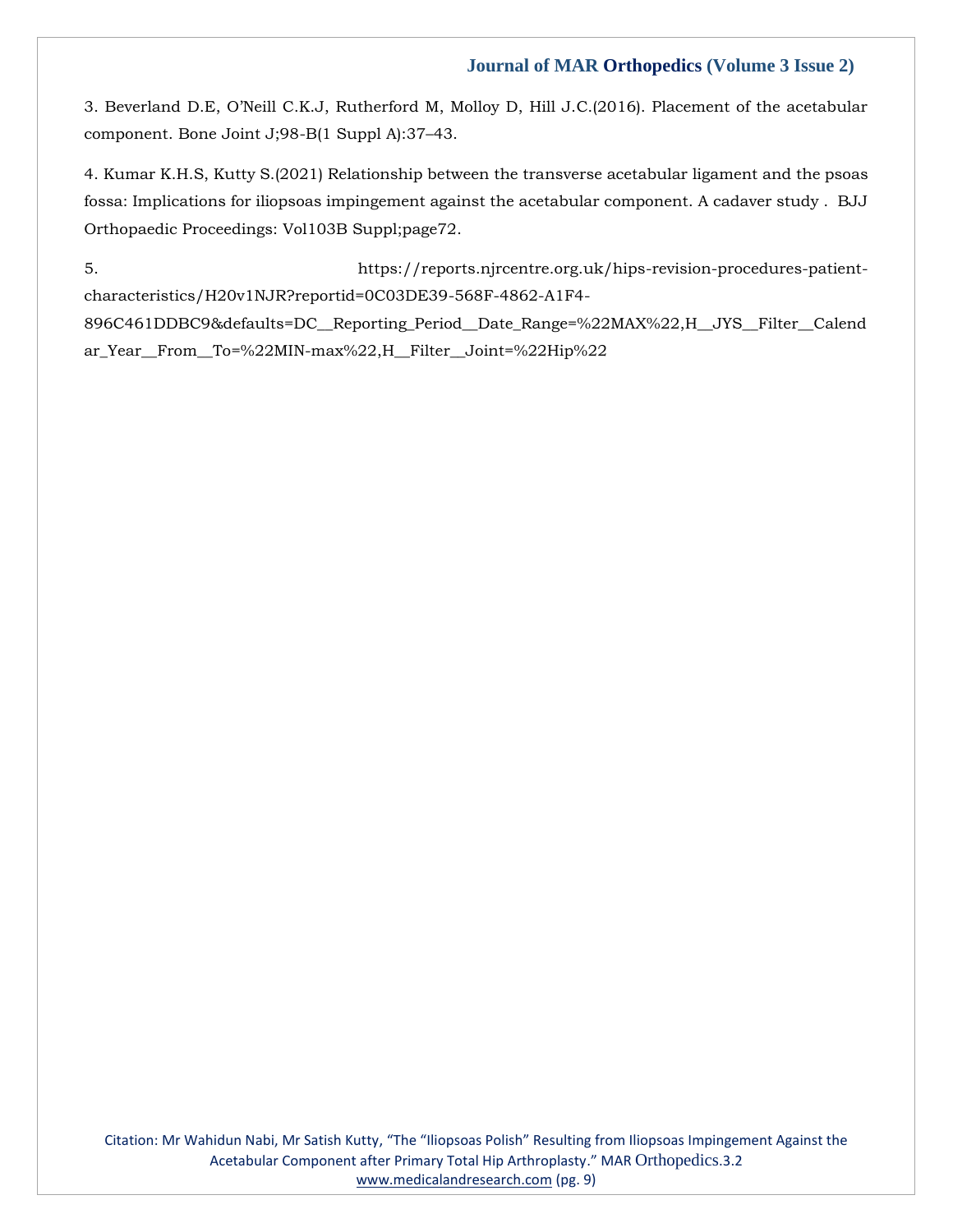3. Beverland D.E, O'Neill C.K.J, Rutherford M, Molloy D, Hill J.C.(2016). Placement of the acetabular component. Bone Joint J;98-B(1 Suppl A):37–43.

4. Kumar K.H.S, Kutty S.(2021) Relationship between the transverse acetabular ligament and the psoas fossa: Implications for iliopsoas impingement against the acetabular component. A cadaver study . BJJ Orthopaedic Proceedings: Vol103B Suppl;page72.

5. https://reports.njrcentre.org.uk/hips-revision-procedures-patient-characteristics/H20v1NJR?reportid=0C03DE39-568F-4862-A1F4-896C461DDBC9&defaults=DC__Reporting_Period__Date_Range=%22MAX%22,H__JYS__Filter__Calendar_Year__From__To=%22MIN-max%22,H__Filter__Joint=%22Hip%22